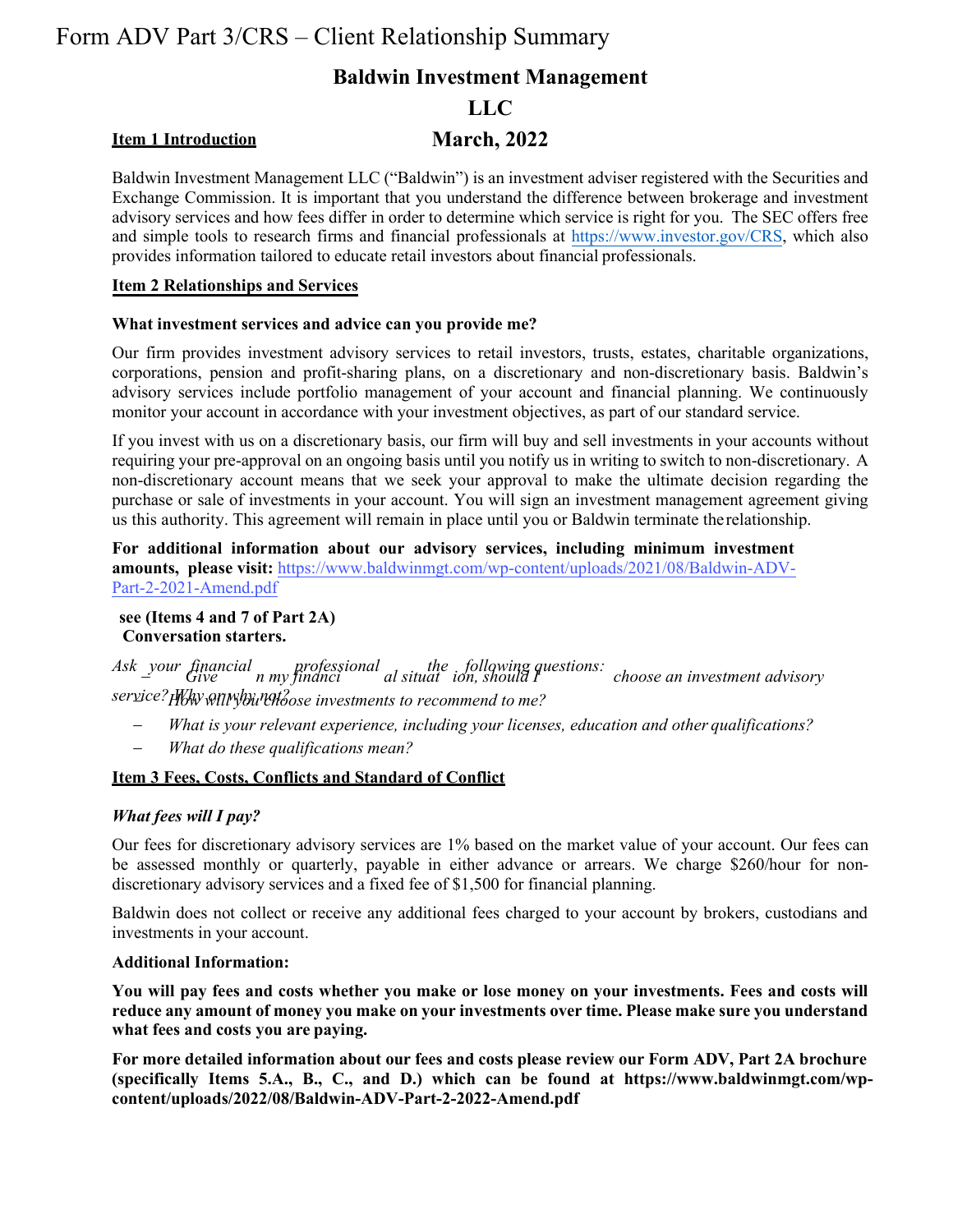# Form ADV Part 3/CRS – Client Relationship Summary

## Baldwin Investment Management LLC

## March, 2022

**Item 1 Introduction**

Baldwin Investment Management LLC ("Baldwin") is an investment adviser registered with the Securities and Exchange Commission. It is important that you understand the difference between brokerage and investment advisory services and how fees differ in order to determine which service is right for you. The SEC offers free and simple tools to research firms and financial professionals at https://www.investor.gov/CRS, which also provides information tailored to educate retail investors about financial professionals.

**Item 2 Relationships and Services**

**What investment services and advice can you provide me?**

Our firm provides investment advisory services to retail investors, trusts, estates, charitable organizations, corporations, pension and profit-sharing plans, on a discretionary and non-discretionary basis. Baldwin's advisory services include portfolio management of your account and financial planning. We continuously monitor your account in accordance with your investment objectives, as part of our standard service.

If you invest with us on a discretionary basis, our firm will buy and sell investments in your accounts without requiring your pre-approval on an ongoing basis until you notify us in writing to switch to non-discretionary. A non-discretionary account means that we seek your approval to make the ultimate decision regarding the purchase or sale of investments in your account. You will sign an investment management agreement giving us this authority. This agreement will remain in place until you or Baldwin terminate the relationship.

**For additional information about our advisory services, including minimum investment amounts, please visit:** https://www.baldwinmgt.com/wp-content/uploads/2021/08/Baldwin-ADV-Part-2-2021-Amend.pdf

**see (Items 4 and 7 of Part 2A)**
**Conversation starters.**

*Ask your financial professional the following questions:*

- *Given my financial situation, should I choose an investment advisory service? Why or why not?*
- *How will you choose investments to recommend to me?*
- *What is your relevant experience, including your licenses, education and other qualifications?*
- *What do these qualifications mean?*

**Item 3 Fees, Costs, Conflicts and Standard of Conflict**

***What fees will I pay?***

Our fees for discretionary advisory services are 1% based on the market value of your account. Our fees can be assessed monthly or quarterly, payable in either advance or arrears. We charge $260/hour for non-discretionary advisory services and a fixed fee of $1,500 for financial planning.

Baldwin does not collect or receive any additional fees charged to your account by brokers, custodians and investments in your account.

**Additional Information:**

**You will pay fees and costs whether you make or lose money on your investments. Fees and costs will reduce any amount of money you make on your investments over time. Please make sure you understand what fees and costs you are paying.**

**For more detailed information about our fees and costs please review our Form ADV, Part 2A brochure (specifically Items 5.A., B., C., and D.) which can be found at https://www.baldwinmgt.com/wp-content/uploads/2022/08/Baldwin-ADV-Part-2-2022-Amend.pdf**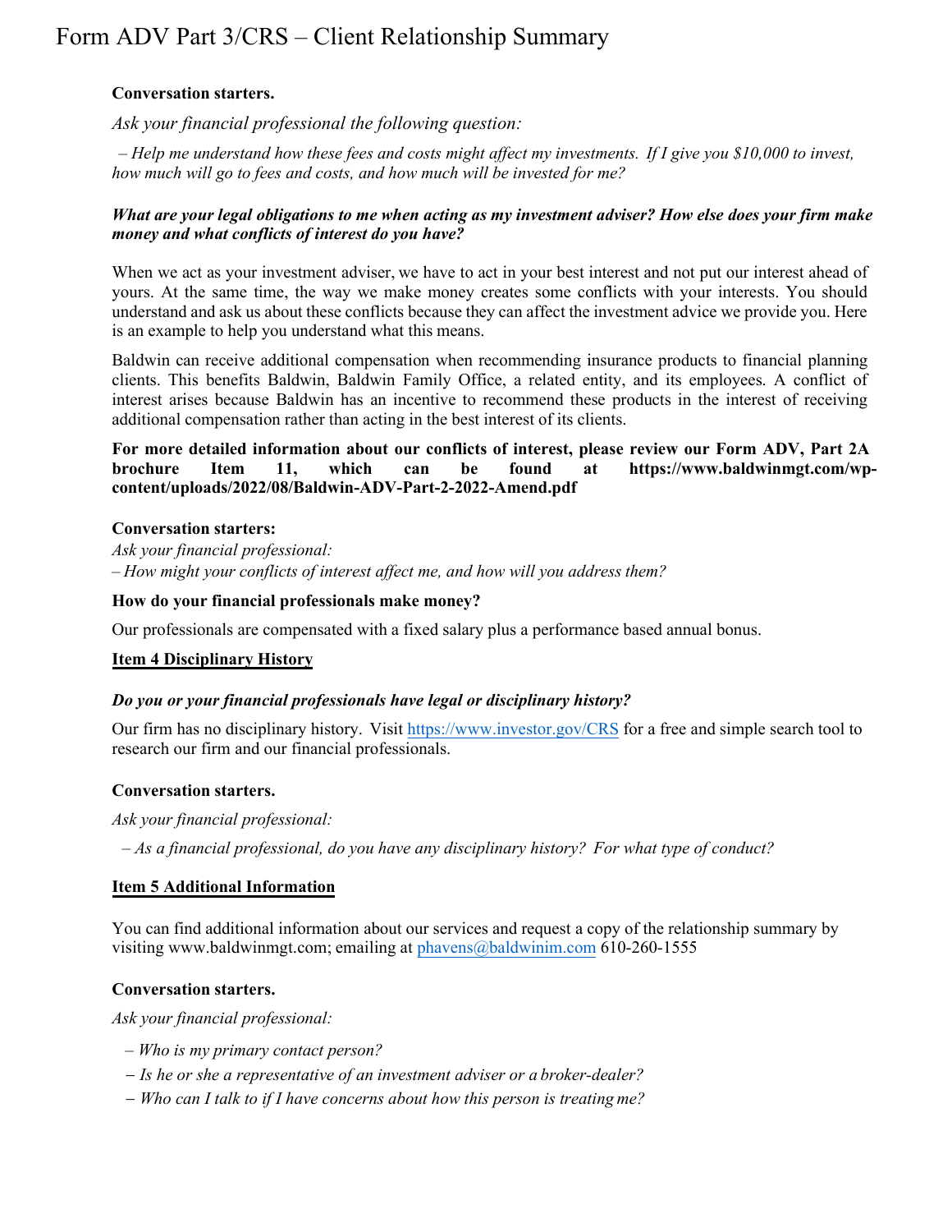# Form ADV Part 3/CRS – Client Relationship Summary

**Conversation starters.**

*Ask your financial professional the following question:*

*– Help me understand how these fees and costs might affect my investments. If I give you $10,000 to invest, how much will go to fees and costs, and how much will be invested for me?*

***What are your legal obligations to me when acting as my investment adviser? How else does your firm make money and what conflicts of interest do you have?***

When we act as your investment adviser, we have to act in your best interest and not put our interest ahead of yours. At the same time, the way we make money creates some conflicts with your interests. You should understand and ask us about these conflicts because they can affect the investment advice we provide you. Here is an example to help you understand what this means.

Baldwin can receive additional compensation when recommending insurance products to financial planning clients. This benefits Baldwin, Baldwin Family Office, a related entity, and its employees. A conflict of interest arises because Baldwin has an incentive to recommend these products in the interest of receiving additional compensation rather than acting in the best interest of its clients.

**For more detailed information about our conflicts of interest, please review our Form ADV, Part 2A brochure Item 11, which can be found at https://www.baldwinmgt.com/wp-content/uploads/2022/08/Baldwin-ADV-Part-2-2022-Amend.pdf**

**Conversation starters:**

*Ask your financial professional:*
*– How might your conflicts of interest affect me, and how will you address them?*

**How do your financial professionals make money?**

Our professionals are compensated with a fixed salary plus a performance based annual bonus.

## Item 4 Disciplinary History

***Do you or your financial professionals have legal or disciplinary history?***

Our firm has no disciplinary history. Visit https://www.investor.gov/CRS for a free and simple search tool to research our firm and our financial professionals.

**Conversation starters.**

*Ask your financial professional:*

*– As a financial professional, do you have any disciplinary history? For what type of conduct?*

## Item 5 Additional Information

You can find additional information about our services and request a copy of the relationship summary by visiting www.baldwinmgt.com; emailing at phavens@baldwinim.com 610-260-1555

**Conversation starters.**

*Ask your financial professional:*

- *Who is my primary contact person?*
- *Is he or she a representative of an investment adviser or a broker-dealer?*
- *Who can I talk to if I have concerns about how this person is treating me?*